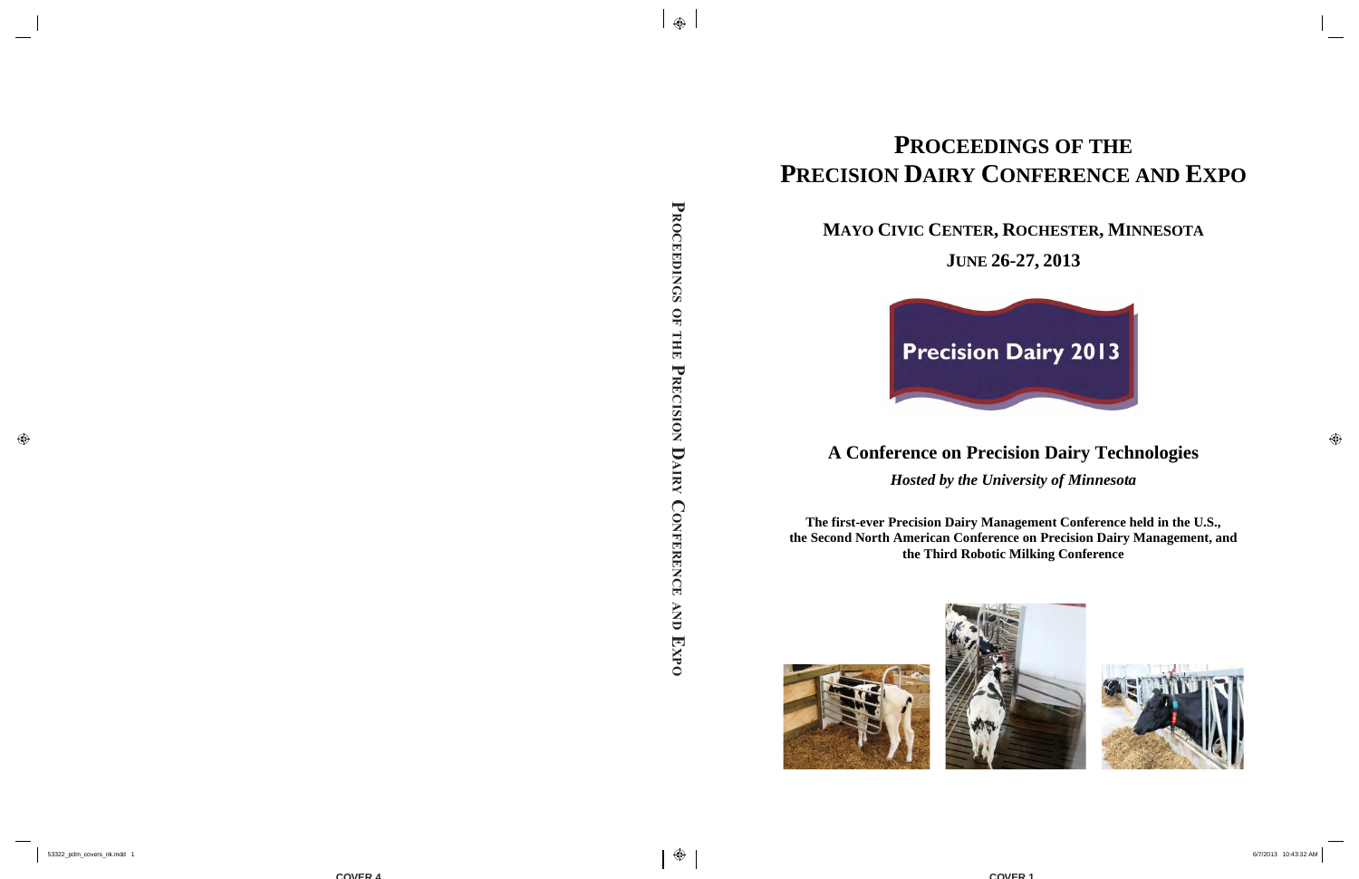# Proceedings of the Precision Dairy Conference and Expo

## Mayo Civic Center, Rochester, Minnesota

## June 26-27, 2013

Precision Dairy 2013

## A Conference on Precision Dairy Technologies

***Hosted by the University of Minnesota***

**The first-ever Precision Dairy Management Conference held in the U.S., the Second North American Conference on Precision Dairy Management, and the Third Robotic Milking Conference**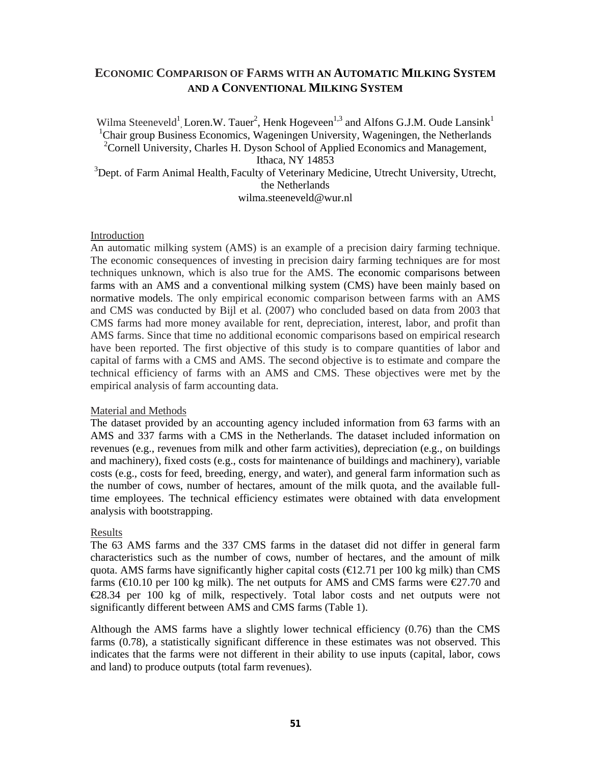# ECONOMIC COMPARISON OF FARMS WITH AN AUTOMATIC MILKING SYSTEM AND A CONVENTIONAL MILKING SYSTEM

Wilma Steeneveld[1], Loren.W. Tauer[2], Henk Hogeveen[1,3] and Alfons G.J.M. Oude Lansink[1]

[1]Chair group Business Economics, Wageningen University, Wageningen, the Netherlands

[2]Cornell University, Charles H. Dyson School of Applied Economics and Management, Ithaca, NY 14853

[3]Dept. of Farm Animal Health, Faculty of Veterinary Medicine, Utrecht University, Utrecht, the Netherlands

wilma.steeneveld@wur.nl

## Introduction

An automatic milking system (AMS) is an example of a precision dairy farming technique. The economic consequences of investing in precision dairy farming techniques are for most techniques unknown, which is also true for the AMS. The economic comparisons between farms with an AMS and a conventional milking system (CMS) have been mainly based on normative models. The only empirical economic comparison between farms with an AMS and CMS was conducted by Bijl et al. (2007) who concluded based on data from 2003 that CMS farms had more money available for rent, depreciation, interest, labor, and profit than AMS farms. Since that time no additional economic comparisons based on empirical research have been reported. The first objective of this study is to compare quantities of labor and capital of farms with a CMS and AMS. The second objective is to estimate and compare the technical efficiency of farms with an AMS and CMS. These objectives were met by the empirical analysis of farm accounting data.

## Material and Methods

The dataset provided by an accounting agency included information from 63 farms with an AMS and 337 farms with a CMS in the Netherlands. The dataset included information on revenues (e.g., revenues from milk and other farm activities), depreciation (e.g., on buildings and machinery), fixed costs (e.g., costs for maintenance of buildings and machinery), variable costs (e.g., costs for feed, breeding, energy, and water), and general farm information such as the number of cows, number of hectares, amount of the milk quota, and the available full-time employees. The technical efficiency estimates were obtained with data envelopment analysis with bootstrapping.

## Results

The 63 AMS farms and the 337 CMS farms in the dataset did not differ in general farm characteristics such as the number of cows, number of hectares, and the amount of milk quota. AMS farms have significantly higher capital costs (€12.71 per 100 kg milk) than CMS farms (€10.10 per 100 kg milk). The net outputs for AMS and CMS farms were €27.70 and €28.34 per 100 kg of milk, respectively. Total labor costs and net outputs were not significantly different between AMS and CMS farms (Table 1).

Although the AMS farms have a slightly lower technical efficiency (0.76) than the CMS farms (0.78), a statistically significant difference in these estimates was not observed. This indicates that the farms were not different in their ability to use inputs (capital, labor, cows and land) to produce outputs (total farm revenues).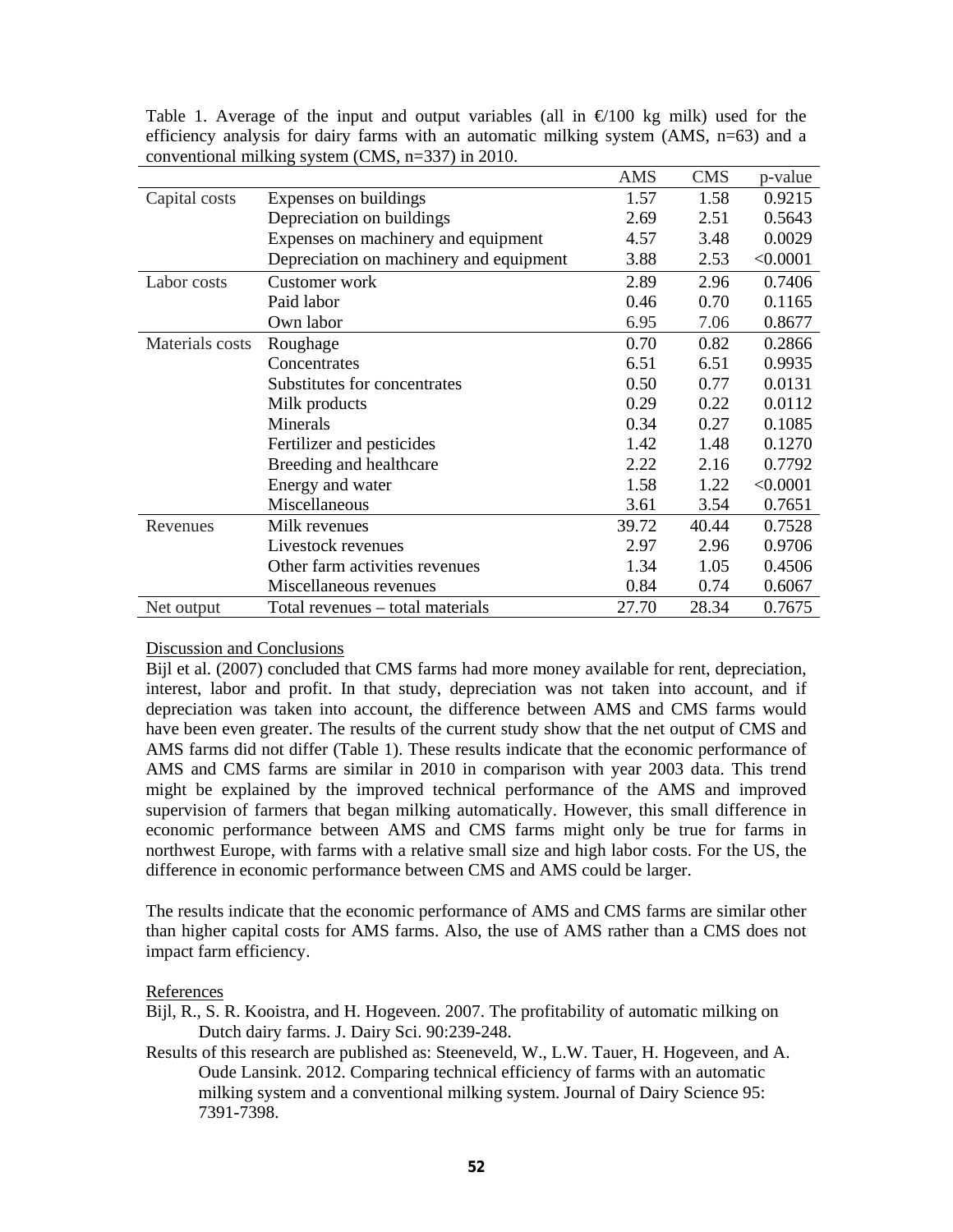Table 1. Average of the input and output variables (all in €/100 kg milk) used for the efficiency analysis for dairy farms with an automatic milking system (AMS, n=63) and a conventional milking system (CMS, n=337) in 2010.

| | | AMS | CMS | p-value |
|---|---|---|---|---|
| Capital costs | Expenses on buildings | 1.57 | 1.58 | 0.9215 |
| | Depreciation on buildings | 2.69 | 2.51 | 0.5643 |
| | Expenses on machinery and equipment | 4.57 | 3.48 | 0.0029 |
| | Depreciation on machinery and equipment | 3.88 | 2.53 | <0.0001 |
| Labor costs | Customer work | 2.89 | 2.96 | 0.7406 |
| | Paid labor | 0.46 | 0.70 | 0.1165 |
| | Own labor | 6.95 | 7.06 | 0.8677 |
| Materials costs | Roughage | 0.70 | 0.82 | 0.2866 |
| | Concentrates | 6.51 | 6.51 | 0.9935 |
| | Substitutes for concentrates | 0.50 | 0.77 | 0.0131 |
| | Milk products | 0.29 | 0.22 | 0.0112 |
| | Minerals | 0.34 | 0.27 | 0.1085 |
| | Fertilizer and pesticides | 1.42 | 1.48 | 0.1270 |
| | Breeding and healthcare | 2.22 | 2.16 | 0.7792 |
| | Energy and water | 1.58 | 1.22 | <0.0001 |
| | Miscellaneous | 3.61 | 3.54 | 0.7651 |
| Revenues | Milk revenues | 39.72 | 40.44 | 0.7528 |
| | Livestock revenues | 2.97 | 2.96 | 0.9706 |
| | Other farm activities revenues | 1.34 | 1.05 | 0.4506 |
| | Miscellaneous revenues | 0.84 | 0.74 | 0.6067 |
| Net output | Total revenues – total materials | 27.70 | 28.34 | 0.7675 |

## Discussion and Conclusions

Bijl et al. (2007) concluded that CMS farms had more money available for rent, depreciation, interest, labor and profit. In that study, depreciation was not taken into account, and if depreciation was taken into account, the difference between AMS and CMS farms would have been even greater. The results of the current study show that the net output of CMS and AMS farms did not differ (Table 1). These results indicate that the economic performance of AMS and CMS farms are similar in 2010 in comparison with year 2003 data. This trend might be explained by the improved technical performance of the AMS and improved supervision of farmers that began milking automatically. However, this small difference in economic performance between AMS and CMS farms might only be true for farms in northwest Europe, with farms with a relative small size and high labor costs. For the US, the difference in economic performance between CMS and AMS could be larger.

The results indicate that the economic performance of AMS and CMS farms are similar other than higher capital costs for AMS farms. Also, the use of AMS rather than a CMS does not impact farm efficiency.

## References

Bijl, R., S. R. Kooistra, and H. Hogeveen. 2007. The profitability of automatic milking on Dutch dairy farms. J. Dairy Sci. 90:239-248.

Results of this research are published as: Steeneveld, W., L.W. Tauer, H. Hogeveen, and A. Oude Lansink. 2012. Comparing technical efficiency of farms with an automatic milking system and a conventional milking system. Journal of Dairy Science 95: 7391-7398.